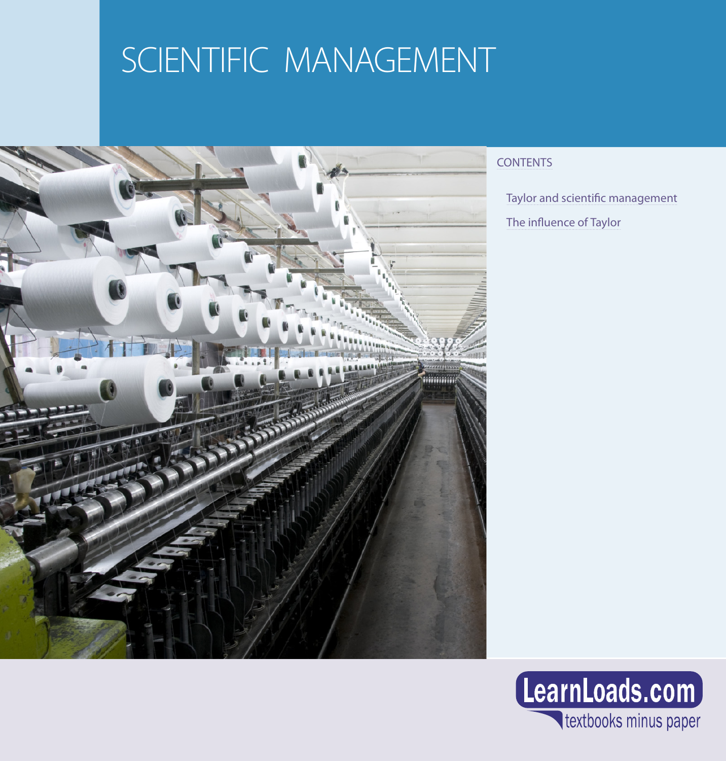# SCIENTIFIC MANAGEMENT

CONTENTS

- Taylor and scientific management
- The influence of Taylor

LearnLoads.com

textbooks minus paper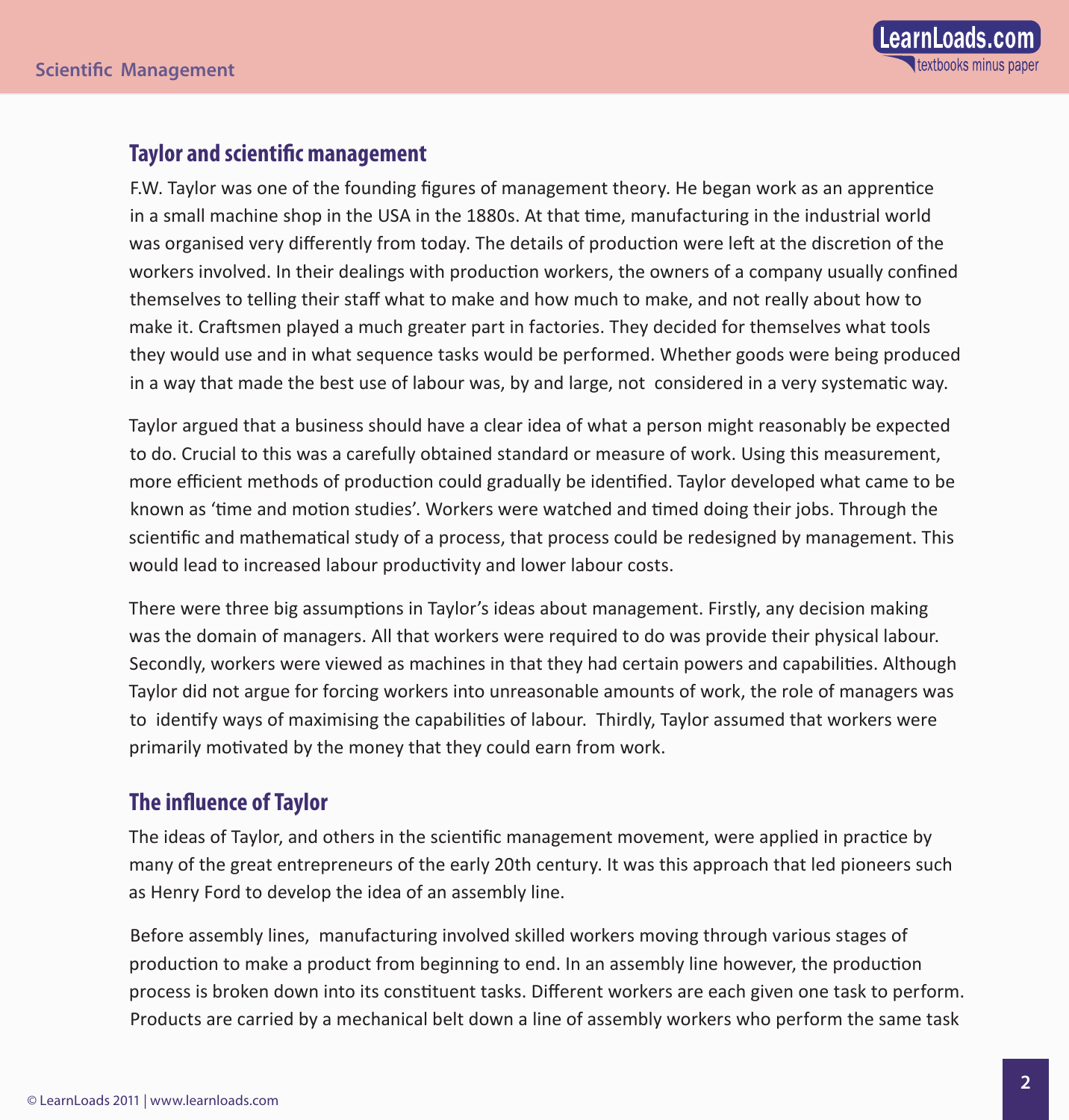## Taylor and scientific management

F.W. Taylor was one of the founding figures of management theory. He began work as an apprentice in a small machine shop in the USA in the 1880s. At that time, manufacturing in the industrial world was organised very differently from today. The details of production were left at the discretion of the workers involved. In their dealings with production workers, the owners of a company usually confined themselves to telling their staff what to make and how much to make, and not really about how to make it. Craftsmen played a much greater part in factories. They decided for themselves what tools they would use and in what sequence tasks would be performed. Whether goods were being produced in a way that made the best use of labour was, by and large, not considered in a very systematic way.

Taylor argued that a business should have a clear idea of what a person might reasonably be expected to do. Crucial to this was a carefully obtained standard or measure of work. Using this measurement, more efficient methods of production could gradually be identified. Taylor developed what came to be known as 'time and motion studies'. Workers were watched and timed doing their jobs. Through the scientific and mathematical study of a process, that process could be redesigned by management. This would lead to increased labour productivity and lower labour costs.

There were three big assumptions in Taylor's ideas about management. Firstly, any decision making was the domain of managers. All that workers were required to do was provide their physical labour. Secondly, workers were viewed as machines in that they had certain powers and capabilities. Although Taylor did not argue for forcing workers into unreasonable amounts of work, the role of managers was to identify ways of maximising the capabilities of labour. Thirdly, Taylor assumed that workers were primarily motivated by the money that they could earn from work.

## The influence of Taylor

The ideas of Taylor, and others in the scientific management movement, were applied in practice by many of the great entrepreneurs of the early 20th century. It was this approach that led pioneers such as Henry Ford to develop the idea of an assembly line.

Before assembly lines, manufacturing involved skilled workers moving through various stages of production to make a product from beginning to end. In an assembly line however, the production process is broken down into its constituent tasks. Different workers are each given one task to perform. Products are carried by a mechanical belt down a line of assembly workers who perform the same task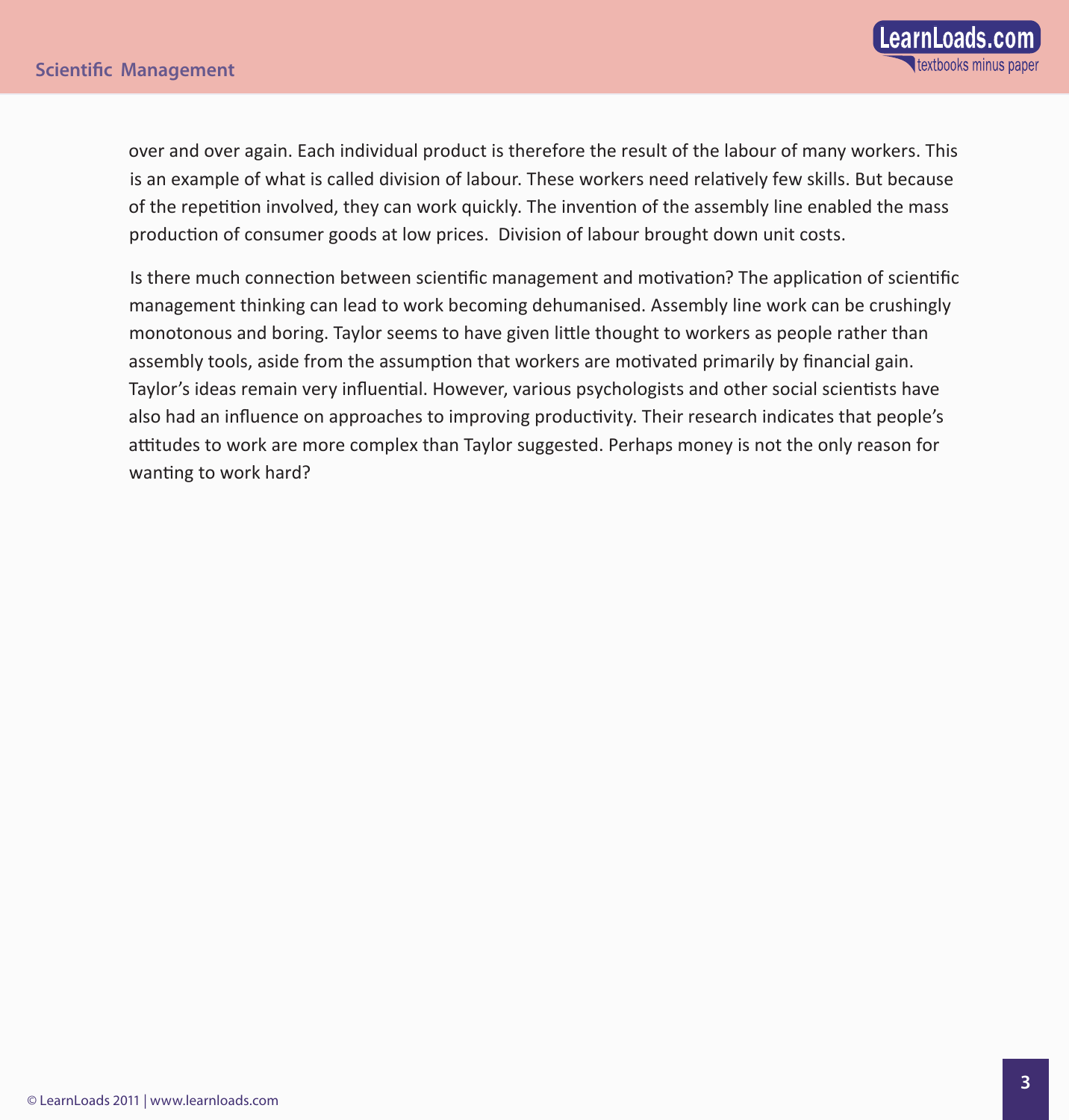over and over again. Each individual product is therefore the result of the labour of many workers. This is an example of what is called division of labour. These workers need relatively few skills. But because of the repetition involved, they can work quickly. The invention of the assembly line enabled the mass production of consumer goods at low prices.  Division of labour brought down unit costs.

Is there much connection between scientific management and motivation? The application of scientific management thinking can lead to work becoming dehumanised. Assembly line work can be crushingly monotonous and boring. Taylor seems to have given little thought to workers as people rather than assembly tools, aside from the assumption that workers are motivated primarily by financial gain. Taylor's ideas remain very influential. However, various psychologists and other social scientists have also had an influence on approaches to improving productivity. Their research indicates that people's attitudes to work are more complex than Taylor suggested. Perhaps money is not the only reason for wanting to work hard?